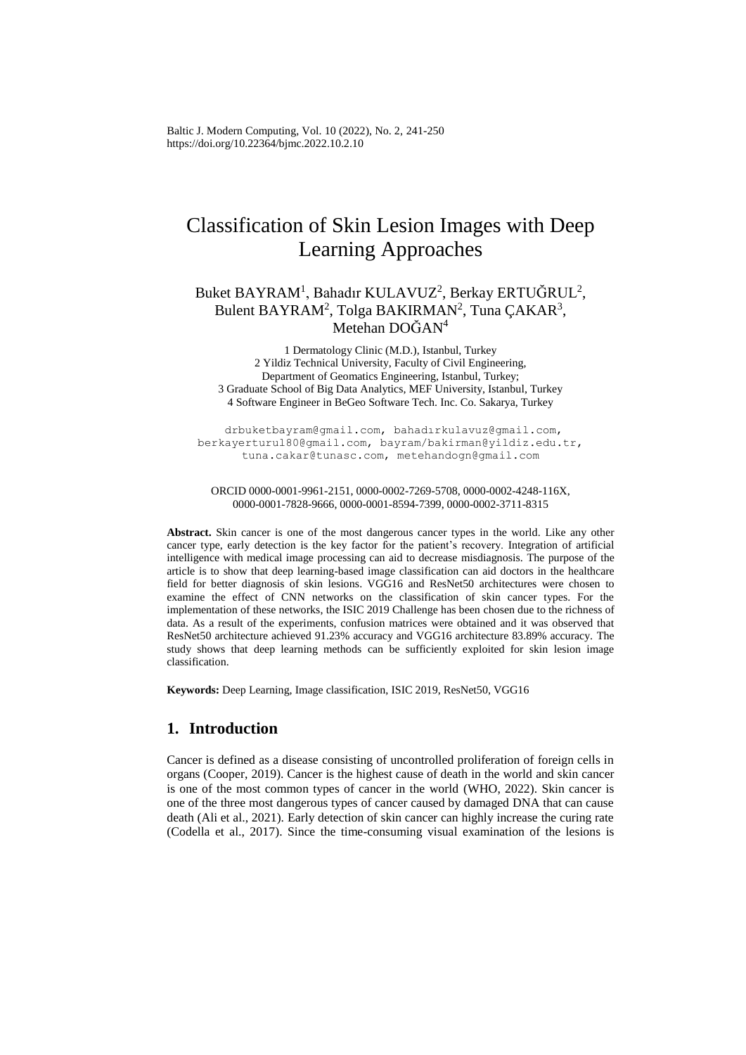# Classification of Skin Lesion Images with Deep Learning Approaches

Buket BAYRAM[1], Bahadır KULAVUZ[2], Berkay ERTUĞRUL[2], Bulent BAYRAM[2], Tolga BAKIRMAN[2], Tuna ÇAKAR[3], Metehan DOĞAN[4]

1 Dermatology Clinic (M.D.), Istanbul, Turkey
2 Yildiz Technical University, Faculty of Civil Engineering, Department of Geomatics Engineering, Istanbul, Turkey;
3 Graduate School of Big Data Analytics, MEF University, Istanbul, Turkey
4 Software Engineer in BeGeo Software Tech. Inc. Co. Sakarya, Turkey

drbuketbayram@gmail.com, bahadırkulavuz@gmail.com, berkayerturul80@gmail.com, bayram/bakirman@yildiz.edu.tr, tuna.cakar@tunasc.com, metehandogn@gmail.com

ORCID 0000-0001-9961-2151, 0000-0002-7269-5708, 0000-0002-4248-116X, 0000-0001-7828-9666, 0000-0001-8594-7399, 0000-0002-3711-8315

**Abstract.** Skin cancer is one of the most dangerous cancer types in the world. Like any other cancer type, early detection is the key factor for the patient's recovery. Integration of artificial intelligence with medical image processing can aid to decrease misdiagnosis. The purpose of the article is to show that deep learning-based image classification can aid doctors in the healthcare field for better diagnosis of skin lesions. VGG16 and ResNet50 architectures were chosen to examine the effect of CNN networks on the classification of skin cancer types. For the implementation of these networks, the ISIC 2019 Challenge has been chosen due to the richness of data. As a result of the experiments, confusion matrices were obtained and it was observed that ResNet50 architecture achieved 91.23% accuracy and VGG16 architecture 83.89% accuracy. The study shows that deep learning methods can be sufficiently exploited for skin lesion image classification.

**Keywords:** Deep Learning, Image classification, ISIC 2019, ResNet50, VGG16

## 1. Introduction

Cancer is defined as a disease consisting of uncontrolled proliferation of foreign cells in organs (Cooper, 2019). Cancer is the highest cause of death in the world and skin cancer is one of the most common types of cancer in the world (WHO, 2022). Skin cancer is one of the three most dangerous types of cancer caused by damaged DNA that can cause death (Ali et al., 2021). Early detection of skin cancer can highly increase the curing rate (Codella et al., 2017). Since the time-consuming visual examination of the lesions is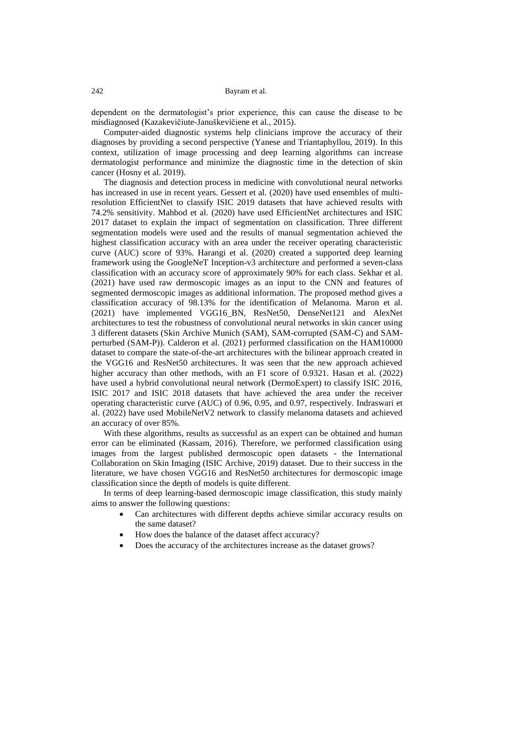dependent on the dermatologist's prior experience, this can cause the disease to be misdiagnosed (Kazakevičiute-Januškevičiene et al., 2015).

Computer-aided diagnostic systems help clinicians improve the accuracy of their diagnoses by providing a second perspective (Yanese and Triantaphyllou, 2019). In this context, utilization of image processing and deep learning algorithms can increase dermatologist performance and minimize the diagnostic time in the detection of skin cancer (Hosny et al. 2019).

The diagnosis and detection process in medicine with convolutional neural networks has increased in use in recent years. Gessert et al. (2020) have used ensembles of multi-resolution EfficientNet to classify ISIC 2019 datasets that have achieved results with 74.2% sensitivity. Mahbod et al. (2020) have used EfficientNet architectures and ISIC 2017 dataset to explain the impact of segmentation on classification. Three different segmentation models were used and the results of manual segmentation achieved the highest classification accuracy with an area under the receiver operating characteristic curve (AUC) score of 93%. Harangi et al. (2020) created a supported deep learning framework using the GoogleNeT Inception-v3 architecture and performed a seven-class classification with an accuracy score of approximately 90% for each class. Sekhar et al. (2021) have used raw dermoscopic images as an input to the CNN and features of segmented dermoscopic images as additional information. The proposed method gives a classification accuracy of 98.13% for the identification of Melanoma. Maron et al. (2021) have implemented VGG16_BN, ResNet50, DenseNet121 and AlexNet architectures to test the robustness of convolutional neural networks in skin cancer using 3 different datasets (Skin Archive Munich (SAM), SAM-corrupted (SAM-C) and SAM-perturbed (SAM-P)). Calderon et al. (2021) performed classification on the HAM10000 dataset to compare the state-of-the-art architectures with the bilinear approach created in the VGG16 and ResNet50 architectures. It was seen that the new approach achieved higher accuracy than other methods, with an F1 score of 0.9321. Hasan et al. (2022) have used a hybrid convolutional neural network (DermoExpert) to classify ISIC 2016, ISIC 2017 and ISIC 2018 datasets that have achieved the area under the receiver operating characteristic curve (AUC) of 0.96, 0.95, and 0.97, respectively. Indraswari et al. (2022) have used MobileNetV2 network to classify melanoma datasets and achieved an accuracy of over 85%.

With these algorithms, results as successful as an expert can be obtained and human error can be eliminated (Kassam, 2016). Therefore, we performed classification using images from the largest published dermoscopic open datasets - the International Collaboration on Skin Imaging (ISIC Archive, 2019) dataset. Due to their success in the literature, we have chosen VGG16 and ResNet50 architectures for dermoscopic image classification since the depth of models is quite different.

In terms of deep learning-based dermoscopic image classification, this study mainly aims to answer the following questions:

- Can architectures with different depths achieve similar accuracy results on the same dataset?
- How does the balance of the dataset affect accuracy?
- Does the accuracy of the architectures increase as the dataset grows?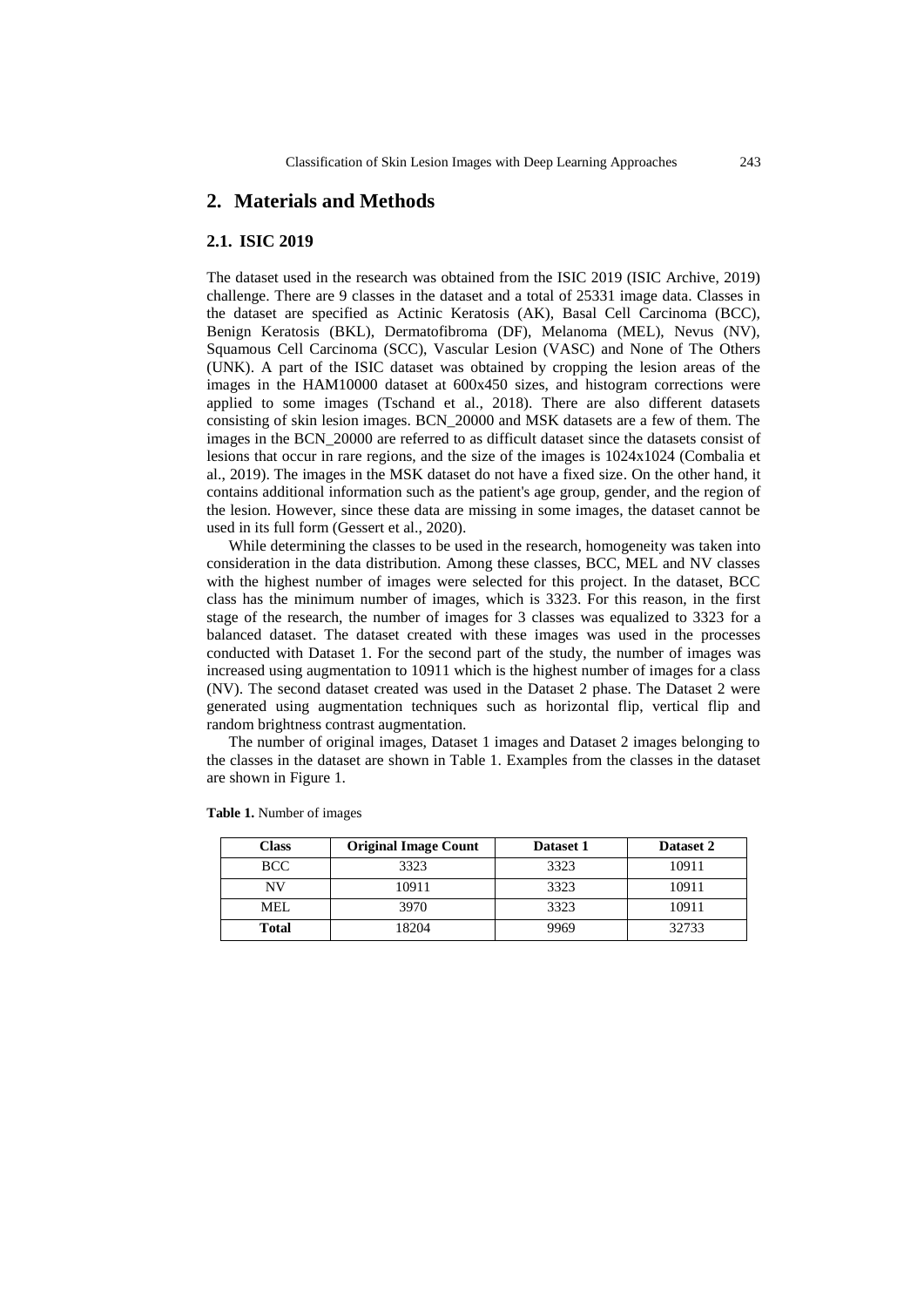## 2. Materials and Methods

### 2.1. ISIC 2019

The dataset used in the research was obtained from the ISIC 2019 (ISIC Archive, 2019) challenge. There are 9 classes in the dataset and a total of 25331 image data. Classes in the dataset are specified as Actinic Keratosis (AK), Basal Cell Carcinoma (BCC), Benign Keratosis (BKL), Dermatofibroma (DF), Melanoma (MEL), Nevus (NV), Squamous Cell Carcinoma (SCC), Vascular Lesion (VASC) and None of The Others (UNK). A part of the ISIC dataset was obtained by cropping the lesion areas of the images in the HAM10000 dataset at 600x450 sizes, and histogram corrections were applied to some images (Tschand et al., 2018). There are also different datasets consisting of skin lesion images. BCN_20000 and MSK datasets are a few of them. The images in the BCN_20000 are referred to as difficult dataset since the datasets consist of lesions that occur in rare regions, and the size of the images is 1024x1024 (Combalia et al., 2019). The images in the MSK dataset do not have a fixed size. On the other hand, it contains additional information such as the patient's age group, gender, and the region of the lesion. However, since these data are missing in some images, the dataset cannot be used in its full form (Gessert et al., 2020).

While determining the classes to be used in the research, homogeneity was taken into consideration in the data distribution. Among these classes, BCC, MEL and NV classes with the highest number of images were selected for this project. In the dataset, BCC class has the minimum number of images, which is 3323. For this reason, in the first stage of the research, the number of images for 3 classes was equalized to 3323 for a balanced dataset. The dataset created with these images was used in the processes conducted with Dataset 1. For the second part of the study, the number of images was increased using augmentation to 10911 which is the highest number of images for a class (NV). The second dataset created was used in the Dataset 2 phase. The Dataset 2 were generated using augmentation techniques such as horizontal flip, vertical flip and random brightness contrast augmentation.

The number of original images, Dataset 1 images and Dataset 2 images belonging to the classes in the dataset are shown in Table 1. Examples from the classes in the dataset are shown in Figure 1.

**Table 1.** Number of images

| Class | Original Image Count | Dataset 1 | Dataset 2 |
|---|---|---|---|
| BCC | 3323 | 3323 | 10911 |
| NV | 10911 | 3323 | 10911 |
| MEL | 3970 | 3323 | 10911 |
| **Total** | 18204 | 9969 | 32733 |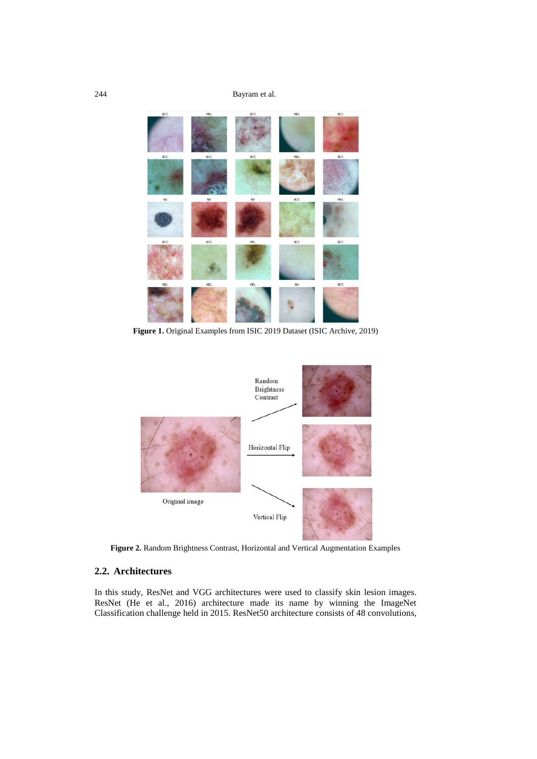**Figure 1.** Original Examples from ISIC 2019 Dataset (ISIC Archive, 2019)

**Figure 2.** Random Brightness Contrast, Horizontal and Vertical Augmentation Examples

## 2.2. Architectures

In this study, ResNet and VGG architectures were used to classify skin lesion images. ResNet (He et al., 2016) architecture made its name by winning the ImageNet Classification challenge held in 2015. ResNet50 architecture consists of 48 convolutions,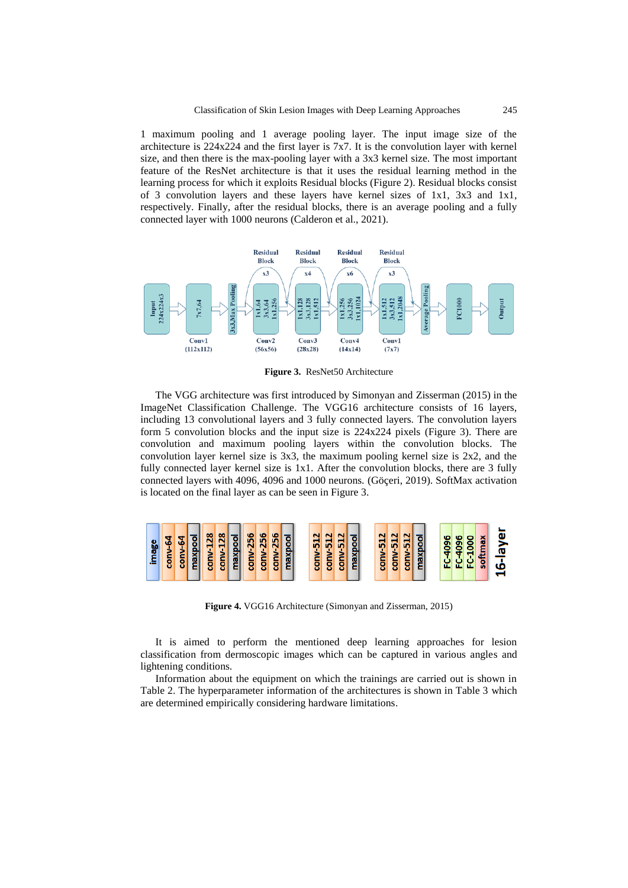1 maximum pooling and 1 average pooling layer. The input image size of the architecture is 224x224 and the first layer is 7x7. It is the convolution layer with kernel size, and then there is the max-pooling layer with a 3x3 kernel size. The most important feature of the ResNet architecture is that it uses the residual learning method in the learning process for which it exploits Residual blocks (Figure 2). Residual blocks consist of 3 convolution layers and these layers have kernel sizes of 1x1, 3x3 and 1x1, respectively. Finally, after the residual blocks, there is an average pooling and a fully connected layer with 1000 neurons (Calderon et al., 2021).

**Figure 3.** ResNet50 Architecture

The VGG architecture was first introduced by Simonyan and Zisserman (2015) in the ImageNet Classification Challenge. The VGG16 architecture consists of 16 layers, including 13 convolutional layers and 3 fully connected layers. The convolution layers form 5 convolution blocks and the input size is 224x224 pixels (Figure 3). There are convolution and maximum pooling layers within the convolution blocks. The convolution layer kernel size is 3x3, the maximum pooling kernel size is 2x2, and the fully connected layer kernel size is 1x1. After the convolution blocks, there are 3 fully connected layers with 4096, 4096 and 1000 neurons. (Göçeri, 2019). SoftMax activation is located on the final layer as can be seen in Figure 3.

**Figure 4.** VGG16 Architecture (Simonyan and Zisserman, 2015)

It is aimed to perform the mentioned deep learning approaches for lesion classification from dermoscopic images which can be captured in various angles and lightening conditions.

Information about the equipment on which the trainings are carried out is shown in Table 2. The hyperparameter information of the architectures is shown in Table 3 which are determined empirically considering hardware limitations.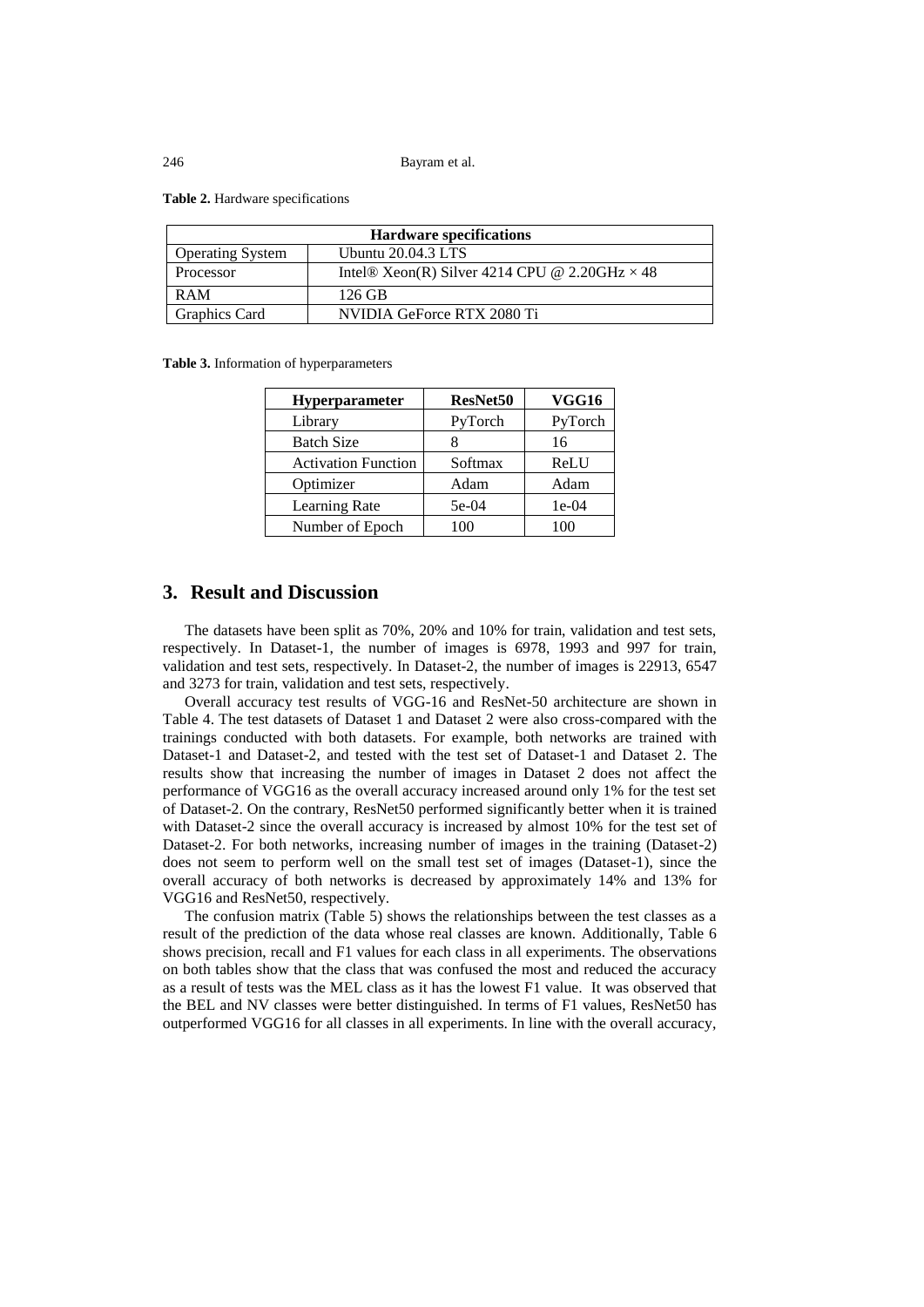**Table 2.** Hardware specifications

| Hardware specifications | |
|---|---|
| Operating System | Ubuntu 20.04.3 LTS |
| Processor | Intel® Xeon(R) Silver 4214 CPU @ 2.20GHz × 48 |
| RAM | 126 GB |
| Graphics Card | NVIDIA GeForce RTX 2080 Ti |

**Table 3.** Information of hyperparameters

| **Hyperparameter** | **ResNet50** | **VGG16** |
|---|---|---|
| Library | PyTorch | PyTorch |
| Batch Size | 8 | 16 |
| Activation Function | Softmax | ReLU |
| Optimizer | Adam | Adam |
| Learning Rate | 5e-04 | 1e-04 |
| Number of Epoch | 100 | 100 |

## 3. Result and Discussion

The datasets have been split as 70%, 20% and 10% for train, validation and test sets, respectively. In Dataset-1, the number of images is 6978, 1993 and 997 for train, validation and test sets, respectively. In Dataset-2, the number of images is 22913, 6547 and 3273 for train, validation and test sets, respectively.

Overall accuracy test results of VGG-16 and ResNet-50 architecture are shown in Table 4. The test datasets of Dataset 1 and Dataset 2 were also cross-compared with the trainings conducted with both datasets. For example, both networks are trained with Dataset-1 and Dataset-2, and tested with the test set of Dataset-1 and Dataset 2. The results show that increasing the number of images in Dataset 2 does not affect the performance of VGG16 as the overall accuracy increased around only 1% for the test set of Dataset-2. On the contrary, ResNet50 performed significantly better when it is trained with Dataset-2 since the overall accuracy is increased by almost 10% for the test set of Dataset-2. For both networks, increasing number of images in the training (Dataset-2) does not seem to perform well on the small test set of images (Dataset-1), since the overall accuracy of both networks is decreased by approximately 14% and 13% for VGG16 and ResNet50, respectively.

The confusion matrix (Table 5) shows the relationships between the test classes as a result of the prediction of the data whose real classes are known. Additionally, Table 6 shows precision, recall and F1 values for each class in all experiments. The observations on both tables show that the class that was confused the most and reduced the accuracy as a result of tests was the MEL class as it has the lowest F1 value. It was observed that the BEL and NV classes were better distinguished. In terms of F1 values, ResNet50 has outperformed VGG16 for all classes in all experiments. In line with the overall accuracy,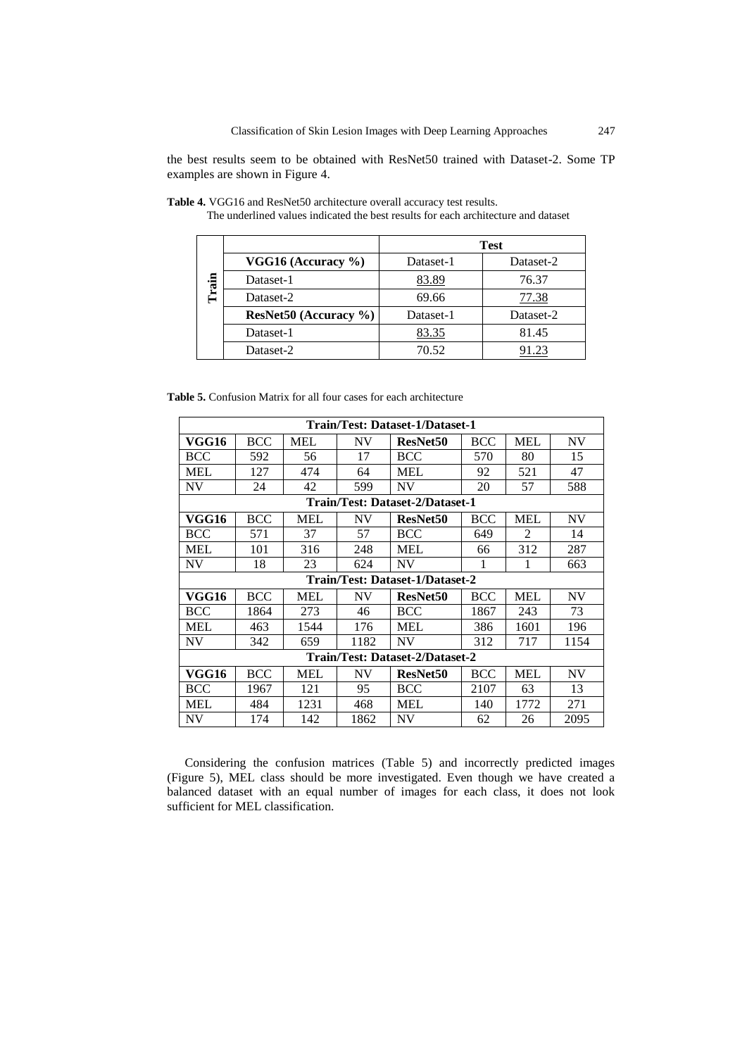the best results seem to be obtained with ResNet50 trained with Dataset-2. Some TP examples are shown in Figure 4.

**Table 4.** VGG16 and ResNet50 architecture overall accuracy test results. The underlined values indicated the best results for each architecture and dataset

| | | Test | |
|---|---|---|---|
| | **VGG16 (Accuracy %)** | Dataset-1 | Dataset-2 |
| **Train** | Dataset-1 | <u>83.89</u> | 76.37 |
| | Dataset-2 | 69.66 | <u>77.38</u> |
| | **ResNet50 (Accuracy %)** | Dataset-1 | Dataset-2 |
| | Dataset-1 | <u>83.35</u> | 81.45 |
| | Dataset-2 | 70.52 | <u>91.23</u> |

**Table 5.** Confusion Matrix for all four cases for each architecture

| **Train/Test: Dataset-1/Dataset-1** | | | | | | | |
|---|---|---|---|---|---|---|---|
| **VGG16** | BCC | MEL | NV | **ResNet50** | BCC | MEL | NV |
| BCC | 592 | 56 | 17 | BCC | 570 | 80 | 15 |
| MEL | 127 | 474 | 64 | MEL | 92 | 521 | 47 |
| NV | 24 | 42 | 599 | NV | 20 | 57 | 588 |
| **Train/Test: Dataset-2/Dataset-1** | | | | | | | |
| **VGG16** | BCC | MEL | NV | **ResNet50** | BCC | MEL | NV |
| BCC | 571 | 37 | 57 | BCC | 649 | 2 | 14 |
| MEL | 101 | 316 | 248 | MEL | 66 | 312 | 287 |
| NV | 18 | 23 | 624 | NV | 1 | 1 | 663 |
| **Train/Test: Dataset-1/Dataset-2** | | | | | | | |
| **VGG16** | BCC | MEL | NV | **ResNet50** | BCC | MEL | NV |
| BCC | 1864 | 273 | 46 | BCC | 1867 | 243 | 73 |
| MEL | 463 | 1544 | 176 | MEL | 386 | 1601 | 196 |
| NV | 342 | 659 | 1182 | NV | 312 | 717 | 1154 |
| **Train/Test: Dataset-2/Dataset-2** | | | | | | | |
| **VGG16** | BCC | MEL | NV | **ResNet50** | BCC | MEL | NV |
| BCC | 1967 | 121 | 95 | BCC | 2107 | 63 | 13 |
| MEL | 484 | 1231 | 468 | MEL | 140 | 1772 | 271 |
| NV | 174 | 142 | 1862 | NV | 62 | 26 | 2095 |

Considering the confusion matrices (Table 5) and incorrectly predicted images (Figure 5), MEL class should be more investigated. Even though we have created a balanced dataset with an equal number of images for each class, it does not look sufficient for MEL classification.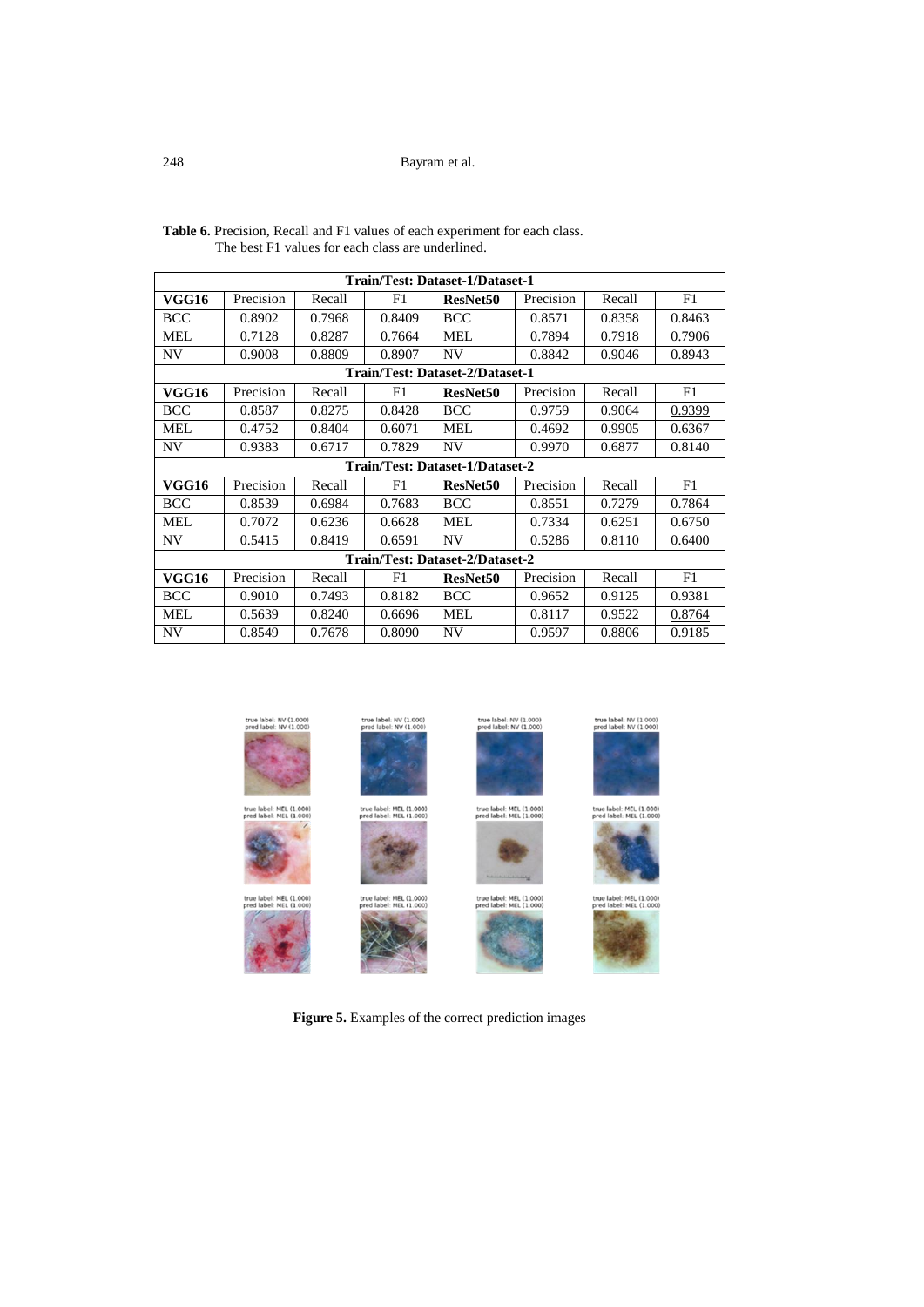**Table 6.** Precision, Recall and F1 values of each experiment for each class. The best F1 values for each class are underlined.

| Train/Test: Dataset-1/Dataset-1 | | | | | | | |
|---|---|---|---|---|---|---|---|
| **VGG16** | Precision | Recall | F1 | **ResNet50** | Precision | Recall | F1 |
| BCC | 0.8902 | 0.7968 | 0.8409 | BCC | 0.8571 | 0.8358 | 0.8463 |
| MEL | 0.7128 | 0.8287 | 0.7664 | MEL | 0.7894 | 0.7918 | 0.7906 |
| NV | 0.9008 | 0.8809 | 0.8907 | NV | 0.8842 | 0.9046 | 0.8943 |
| **Train/Test: Dataset-2/Dataset-1** | | | | | | | |
| **VGG16** | Precision | Recall | F1 | **ResNet50** | Precision | Recall | F1 |
| BCC | 0.8587 | 0.8275 | 0.8428 | BCC | 0.9759 | 0.9064 | <u>0.9399</u> |
| MEL | 0.4752 | 0.8404 | 0.6071 | MEL | 0.4692 | 0.9905 | 0.6367 |
| NV | 0.9383 | 0.6717 | 0.7829 | NV | 0.9970 | 0.6877 | 0.8140 |
| **Train/Test: Dataset-1/Dataset-2** | | | | | | | |
| **VGG16** | Precision | Recall | F1 | **ResNet50** | Precision | Recall | F1 |
| BCC | 0.8539 | 0.6984 | 0.7683 | BCC | 0.8551 | 0.7279 | 0.7864 |
| MEL | 0.7072 | 0.6236 | 0.6628 | MEL | 0.7334 | 0.6251 | 0.6750 |
| NV | 0.5415 | 0.8419 | 0.6591 | NV | 0.5286 | 0.8110 | 0.6400 |
| **Train/Test: Dataset-2/Dataset-2** | | | | | | | |
| **VGG16** | Precision | Recall | F1 | **ResNet50** | Precision | Recall | F1 |
| BCC | 0.9010 | 0.7493 | 0.8182 | BCC | 0.9652 | 0.9125 | 0.9381 |
| MEL | 0.5639 | 0.8240 | 0.6696 | MEL | 0.8117 | 0.9522 | <u>0.8764</u> |
| NV | 0.8549 | 0.7678 | 0.8090 | NV | 0.9597 | 0.8806 | <u>0.9185</u> |

**Figure 5.** Examples of the correct prediction images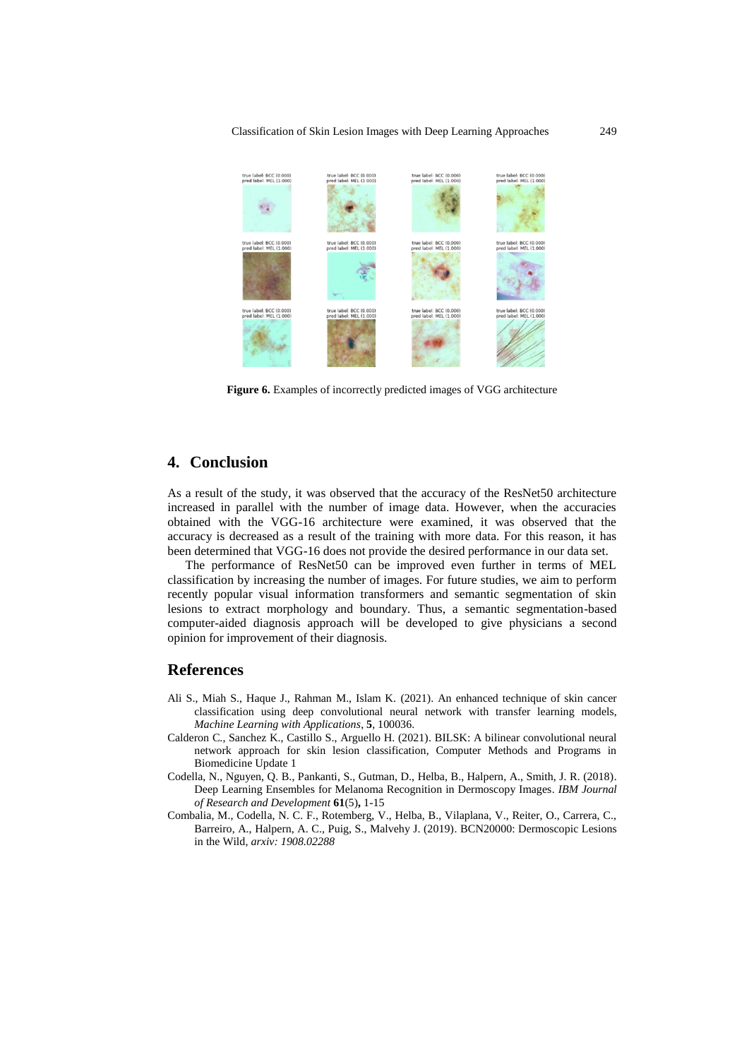Figure 6. Examples of incorrectly predicted images of VGG architecture

## 4. Conclusion

As a result of the study, it was observed that the accuracy of the ResNet50 architecture increased in parallel with the number of image data. However, when the accuracies obtained with the VGG-16 architecture were examined, it was observed that the accuracy is decreased as a result of the training with more data. For this reason, it has been determined that VGG-16 does not provide the desired performance in our data set.

The performance of ResNet50 can be improved even further in terms of MEL classification by increasing the number of images. For future studies, we aim to perform recently popular visual information transformers and semantic segmentation of skin lesions to extract morphology and boundary. Thus, a semantic segmentation-based computer-aided diagnosis approach will be developed to give physicians a second opinion for improvement of their diagnosis.

## References

Ali S., Miah S., Haque J., Rahman M., Islam K. (2021). An enhanced technique of skin cancer classification using deep convolutional neural network with transfer learning models, *Machine Learning with Applications*, **5**, 100036.

Calderon C., Sanchez K., Castillo S., Arguello H. (2021). BILSK: A bilinear convolutional neural network approach for skin lesion classification, Computer Methods and Programs in Biomedicine Update 1

Codella, N., Nguyen, Q. B., Pankanti, S., Gutman, D., Helba, B., Halpern, A., Smith, J. R. (2018). Deep Learning Ensembles for Melanoma Recognition in Dermoscopy Images. *IBM Journal of Research and Development* **61**(5)**,** 1-15

Combalia, M., Codella, N. C. F., Rotemberg, V., Helba, B., Vilaplana, V., Reiter, O., Carrera, C., Barreiro, A., Halpern, A. C., Puig, S., Malvehy J. (2019). BCN20000: Dermoscopic Lesions in the Wild, *arxiv: 1908.02288*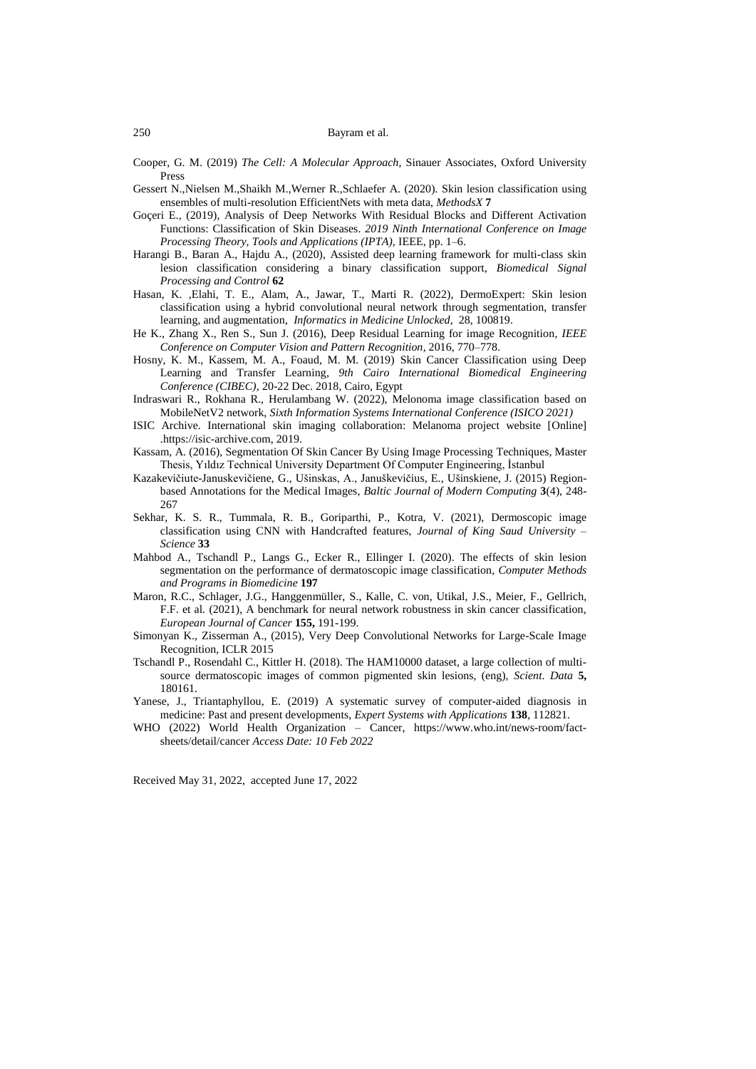Cooper, G. M. (2019) *The Cell: A Molecular Approach*, Sinauer Associates, Oxford University Press

Gessert N.,Nielsen M.,Shaikh M.,Werner R.,Schlaefer A. (2020). Skin lesion classification using ensembles of multi-resolution EfficientNets with meta data, *MethodsX* **7**

Goçeri E., (2019), Analysis of Deep Networks With Residual Blocks and Different Activation Functions: Classification of Skin Diseases. *2019 Ninth International Conference on Image Processing Theory, Tools and Applications (IPTA)*, IEEE, pp. 1–6.

Harangi B., Baran A., Hajdu A., (2020), Assisted deep learning framework for multi-class skin lesion classification considering a binary classification support, *Biomedical Signal Processing and Control* **62**

Hasan, K. ,Elahi, T. E., Alam, A., Jawar, T., Marti R. (2022), DermoExpert: Skin lesion classification using a hybrid convolutional neural network through segmentation, transfer learning, and augmentation, *Informatics in Medicine Unlocked*, 28, 100819.

He K., Zhang X., Ren S., Sun J. (2016), Deep Residual Learning for image Recognition, *IEEE Conference on Computer Vision and Pattern Recognition*, 2016, 770–778.

Hosny, K. M., Kassem, M. A., Foaud, M. M. (2019) Skin Cancer Classification using Deep Learning and Transfer Learning, *9th Cairo International Biomedical Engineering Conference (CIBEC)*, 20-22 Dec. 2018, Cairo, Egypt

Indraswari R., Rokhana R., Herulambang W. (2022), Melonoma image classification based on MobileNetV2 network, *Sixth Information Systems International Conference (ISICO 2021)*

ISIC Archive. International skin imaging collaboration: Melanoma project website [Online] .https://isic-archive.com, 2019.

Kassam, A. (2016), Segmentation Of Skin Cancer By Using Image Processing Techniques, Master Thesis, Yıldız Technical University Department Of Computer Engineering, İstanbul

Kazakevičiute-Januskevičiene, G., Ušinskas, A., Januškevičius, E., Ušinskiene, J. (2015) Region-based Annotations for the Medical Images, *Baltic Journal of Modern Computing* **3**(4), 248-267

Sekhar, K. S. R., Tummala, R. B., Goriparthi, P., Kotra, V. (2021), Dermoscopic image classification using CNN with Handcrafted features, *Journal of King Saud University – Science* **33**

Mahbod A., Tschandl P., Langs G., Ecker R., Ellinger I. (2020). The effects of skin lesion segmentation on the performance of dermatoscopic image classification, *Computer Methods and Programs in Biomedicine* **197**

Maron, R.C., Schlager, J.G., Hanggenmüller, S., Kalle, C. von, Utikal, J.S., Meier, F., Gellrich, F.F. et al. (2021), A benchmark for neural network robustness in skin cancer classification, *European Journal of Cancer* **155,** 191-199.

Simonyan K., Zisserman A., (2015), Very Deep Convolutional Networks for Large-Scale Image Recognition, ICLR 2015

Tschandl P., Rosendahl C., Kittler H. (2018). The HAM10000 dataset, a large collection of multi-source dermatoscopic images of common pigmented skin lesions, (eng), *Scient. Data* **5,** 180161.

Yanese, J., Triantaphyllou, E. (2019) A systematic survey of computer-aided diagnosis in medicine: Past and present developments, *Expert Systems with Applications* **138**, 112821.

WHO (2022) World Health Organization – Cancer, https://www.who.int/news-room/fact-sheets/detail/cancer *Access Date: 10 Feb 2022*

Received May 31, 2022, accepted June 17, 2022